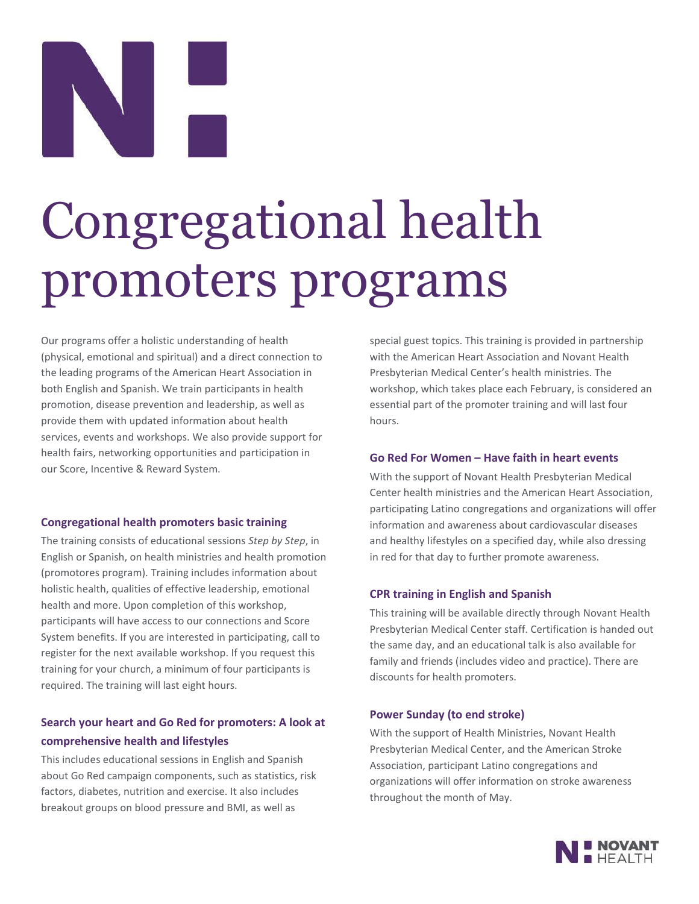# Congregational health promoters programs

Our programs offer a holistic understanding of health (physical, emotional and spiritual) and a direct connection to the leading programs of the American Heart Association in both English and Spanish. We train participants in health promotion, disease prevention and leadership, as well as provide them with updated information about health services, events and workshops. We also provide support for health fairs, networking opportunities and participation in our Score, Incentive & Reward System.

### Congregational health promoters basic training

The training consists of educational sessions *Step by Step*, in English or Spanish, on health ministries and health promotion (promotores program). Training includes information about holistic health, qualities of effective leadership, emotional health and more. Upon completion of this workshop, participants will have access to our connections and Score System benefits. If you are interested in participating, call to register for the next available workshop. If you request this training for your church, a minimum of four participants is required. The training will last eight hours.

### Search your heart and Go Red for promoters: A look at comprehensive health and lifestyles

This includes educational sessions in English and Spanish about Go Red campaign components, such as statistics, risk factors, diabetes, nutrition and exercise. It also includes breakout groups on blood pressure and BMI, as well as special guest topics. This training is provided in partnership with the American Heart Association and Novant Health Presbyterian Medical Center's health ministries. The workshop, which takes place each February, is considered an essential part of the promoter training and will last four hours.

### Go Red For Women – Have faith in heart events

With the support of Novant Health Presbyterian Medical Center health ministries and the American Heart Association, participating Latino congregations and organizations will offer information and awareness about cardiovascular diseases and healthy lifestyles on a specified day, while also dressing in red for that day to further promote awareness.

### CPR training in English and Spanish

This training will be available directly through Novant Health Presbyterian Medical Center staff. Certification is handed out the same day, and an educational talk is also available for family and friends (includes video and practice). There are discounts for health promoters.

### Power Sunday (to end stroke)

With the support of Health Ministries, Novant Health Presbyterian Medical Center, and the American Stroke Association, participant Latino congregations and organizations will offer information on stroke awareness throughout the month of May.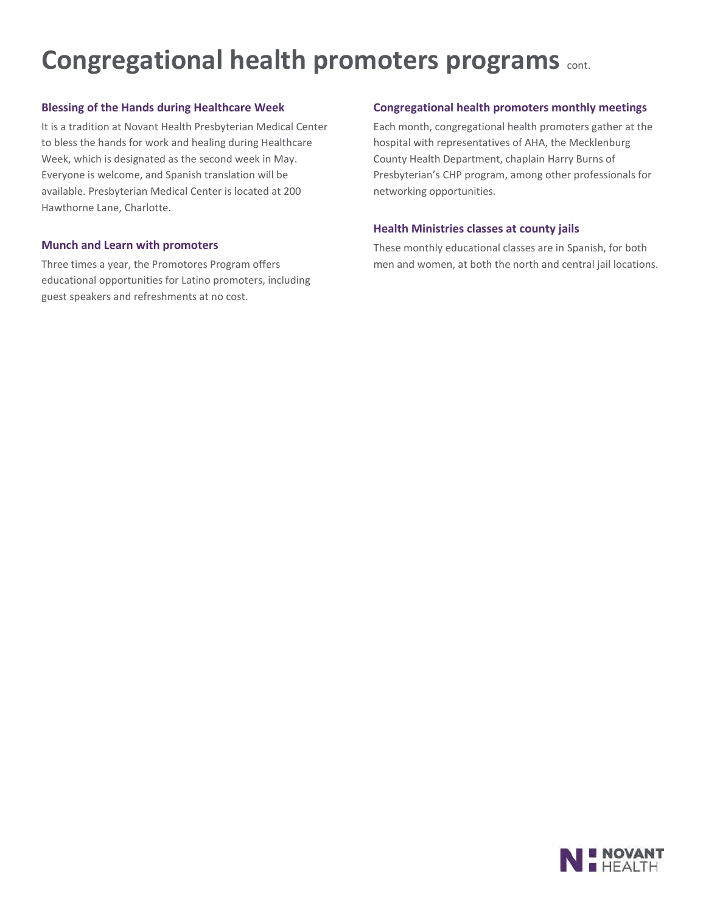# Congregational health promoters programs cont.

### Blessing of the Hands during Healthcare Week

It is a tradition at Novant Health Presbyterian Medical Center to bless the hands for work and healing during Healthcare Week, which is designated as the second week in May. Everyone is welcome, and Spanish translation will be available. Presbyterian Medical Center is located at 200 Hawthorne Lane, Charlotte.

### Munch and Learn with promoters

Three times a year, the Promotores Program offers educational opportunities for Latino promoters, including guest speakers and refreshments at no cost.

### Congregational health promoters monthly meetings

Each month, congregational health promoters gather at the hospital with representatives of AHA, the Mecklenburg County Health Department, chaplain Harry Burns of Presbyterian's CHP program, among other professionals for networking opportunities.

### Health Ministries classes at county jails

These monthly educational classes are in Spanish, for both men and women, at both the north and central jail locations.